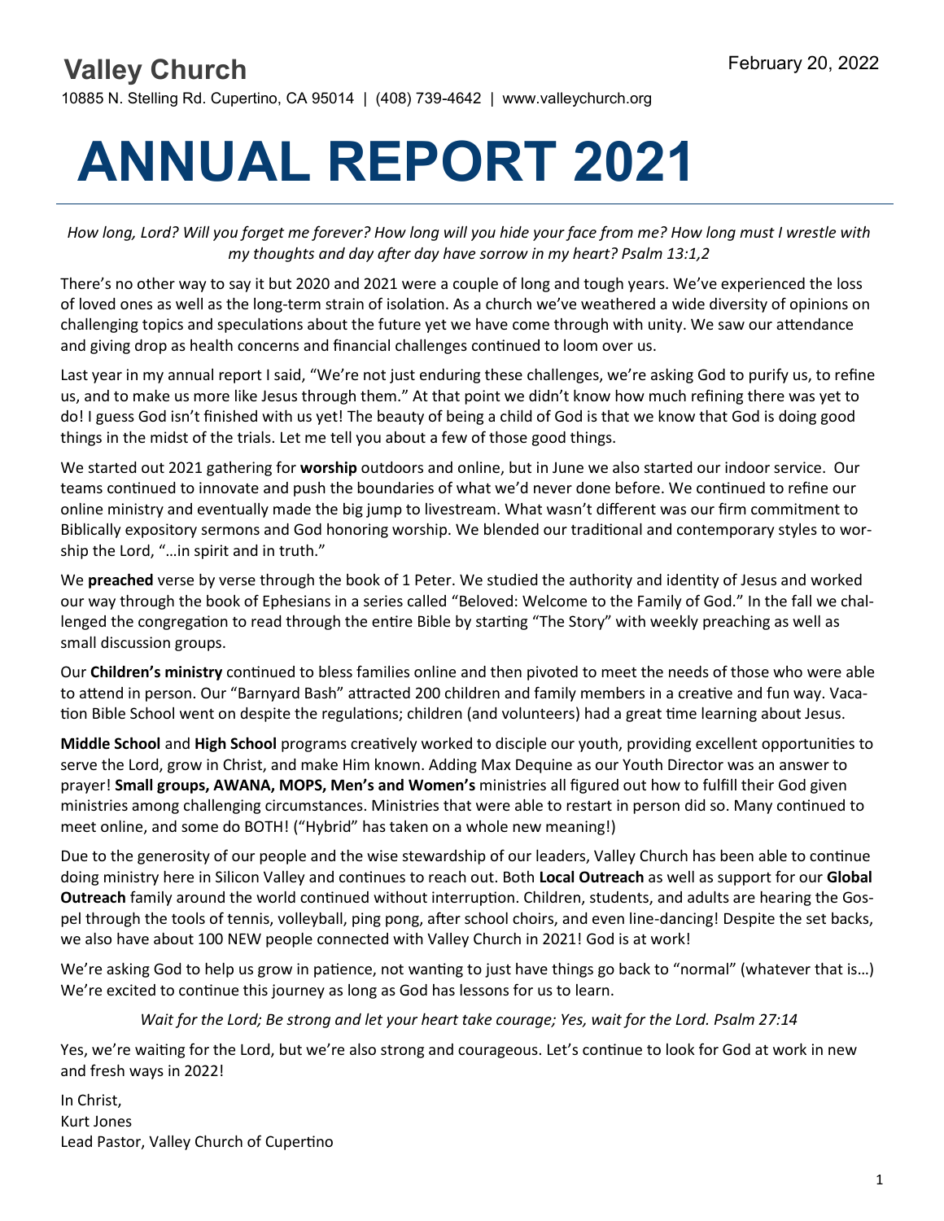**Valley Church**

February 20, 2022

10885 N. Stelling Rd. Cupertino, CA 95014 | (408) 739-4642 | www.valleychurch.org

# ANNUAL REPORT 2021

*How long, Lord? Will you forget me forever? How long will you hide your face from me? How long must I wrestle with my thoughts and day after day have sorrow in my heart? Psalm 13:1,2*

There's no other way to say it but 2020 and 2021 were a couple of long and tough years. We've experienced the loss of loved ones as well as the long-term strain of isolation. As a church we've weathered a wide diversity of opinions on challenging topics and speculations about the future yet we have come through with unity. We saw our attendance and giving drop as health concerns and financial challenges continued to loom over us.

Last year in my annual report I said, "We're not just enduring these challenges, we're asking God to purify us, to refine us, and to make us more like Jesus through them." At that point we didn't know how much refining there was yet to do! I guess God isn't finished with us yet! The beauty of being a child of God is that we know that God is doing good things in the midst of the trials. Let me tell you about a few of those good things.

We started out 2021 gathering for **worship** outdoors and online, but in June we also started our indoor service. Our teams continued to innovate and push the boundaries of what we'd never done before. We continued to refine our online ministry and eventually made the big jump to livestream. What wasn't different was our firm commitment to Biblically expository sermons and God honoring worship. We blended our traditional and contemporary styles to worship the Lord, "…in spirit and in truth."

We **preached** verse by verse through the book of 1 Peter. We studied the authority and identity of Jesus and worked our way through the book of Ephesians in a series called "Beloved: Welcome to the Family of God." In the fall we challenged the congregation to read through the entire Bible by starting "The Story" with weekly preaching as well as small discussion groups.

Our **Children's ministry** continued to bless families online and then pivoted to meet the needs of those who were able to attend in person. Our "Barnyard Bash" attracted 200 children and family members in a creative and fun way. Vacation Bible School went on despite the regulations; children (and volunteers) had a great time learning about Jesus.

**Middle School** and **High School** programs creatively worked to disciple our youth, providing excellent opportunities to serve the Lord, grow in Christ, and make Him known. Adding Max Dequine as our Youth Director was an answer to prayer! **Small groups, AWANA, MOPS, Men's and Women's** ministries all figured out how to fulfill their God given ministries among challenging circumstances. Ministries that were able to restart in person did so. Many continued to meet online, and some do BOTH! ("Hybrid" has taken on a whole new meaning!)

Due to the generosity of our people and the wise stewardship of our leaders, Valley Church has been able to continue doing ministry here in Silicon Valley and continues to reach out. Both **Local Outreach** as well as support for our **Global Outreach** family around the world continued without interruption. Children, students, and adults are hearing the Gospel through the tools of tennis, volleyball, ping pong, after school choirs, and even line-dancing! Despite the set backs, we also have about 100 NEW people connected with Valley Church in 2021! God is at work!

We're asking God to help us grow in patience, not wanting to just have things go back to "normal" (whatever that is…) We're excited to continue this journey as long as God has lessons for us to learn.

*Wait for the Lord; Be strong and let your heart take courage; Yes, wait for the Lord. Psalm 27:14*

Yes, we're waiting for the Lord, but we're also strong and courageous. Let's continue to look for God at work in new and fresh ways in 2022!

In Christ,
Kurt Jones
Lead Pastor, Valley Church of Cupertino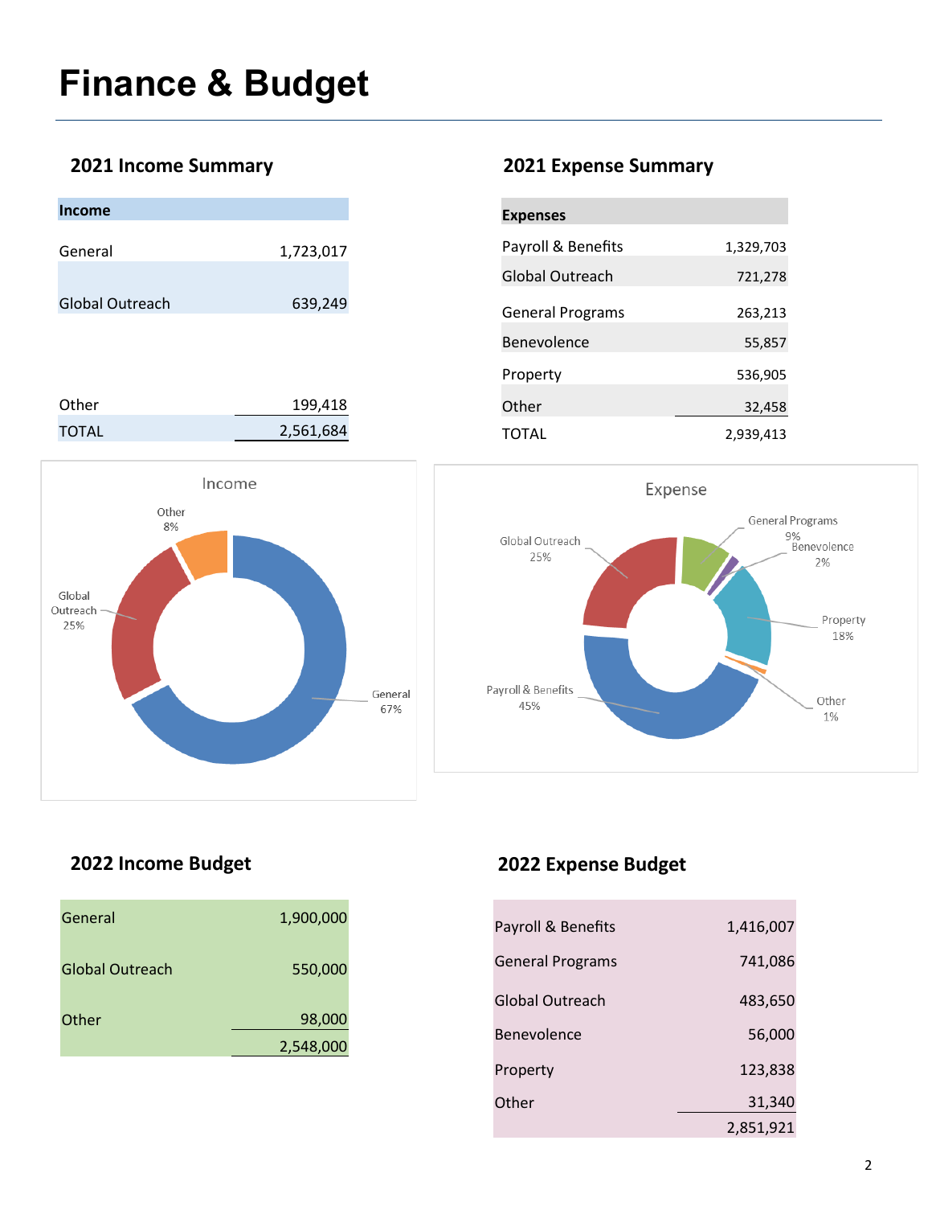# Finance & Budget

## 2021 Income Summary

| Income | |
|---|---|
| General | 1,723,017 |
| Global Outreach | 639,249 |
| Other | 199,418 |
| TOTAL | 2,561,684 |

Income

Other 8%

Global Outreach 25%

General 67%

## 2021 Expense Summary

| Expenses | |
|---|---|
| Payroll & Benefits | 1,329,703 |
| Global Outreach | 721,278 |
| General Programs | 263,213 |
| Benevolence | 55,857 |
| Property | 536,905 |
| Other | 32,458 |
| TOTAL | 2,939,413 |

Expense

Global Outreach 25%

General Programs 9%

Benevolence 2%

Property 18%

Other 1%

Payroll & Benefits 45%

## 2022 Income Budget

| | |
|---|---|
| General | 1,900,000 |
| Global Outreach | 550,000 |
| Other | 98,000 |
| | 2,548,000 |

## 2022 Expense Budget

| | |
|---|---|
| Payroll & Benefits | 1,416,007 |
| General Programs | 741,086 |
| Global Outreach | 483,650 |
| Benevolence | 56,000 |
| Property | 123,838 |
| Other | 31,340 |
| | 2,851,921 |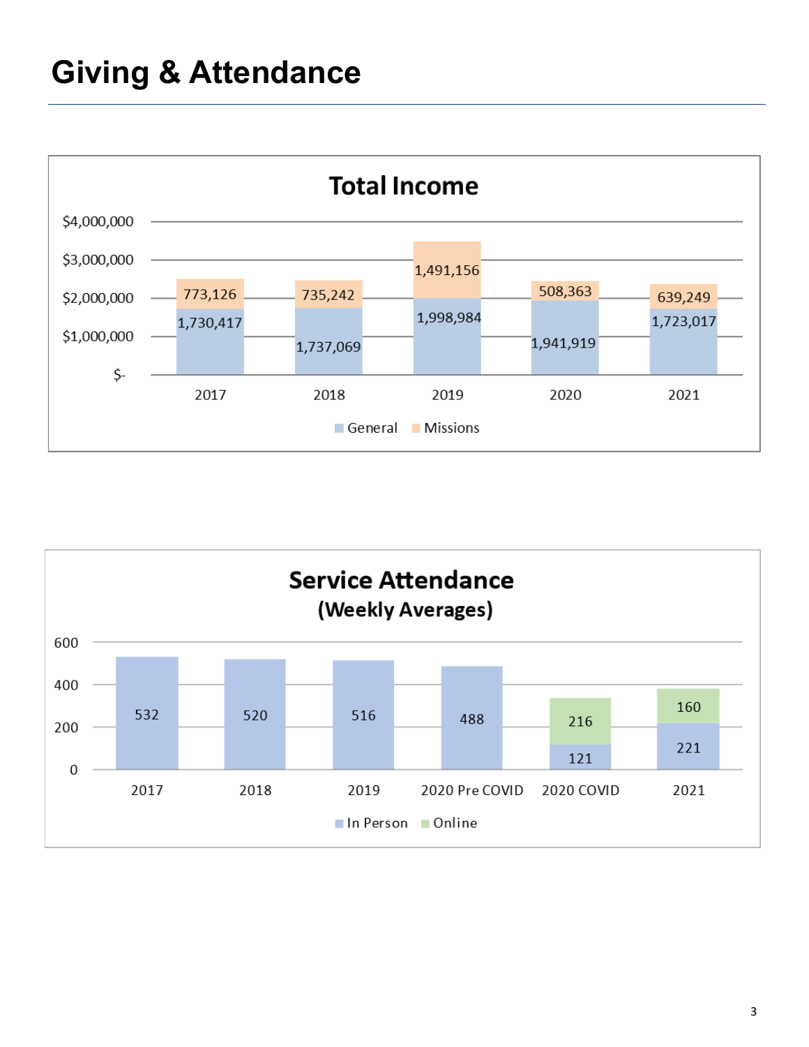# Giving & Attendance

**Total Income**

| Year | General | Missions |
|---|---|---|
| 2017 | 1,730,417 | 773,126 |
| 2018 | 1,737,069 | 735,242 |
| 2019 | 1,998,984 | 1,491,156 |
| 2020 | 1,941,919 | 508,363 |
| 2021 | 1,723,017 | 639,249 |

**Service Attendance (Weekly Averages)**

| Period | In Person | Online |
|---|---|---|
| 2017 | 532 | |
| 2018 | 520 | |
| 2019 | 516 | |
| 2020 Pre COVID | 488 | |
| 2020 COVID | 121 | 216 |
| 2021 | 221 | 160 |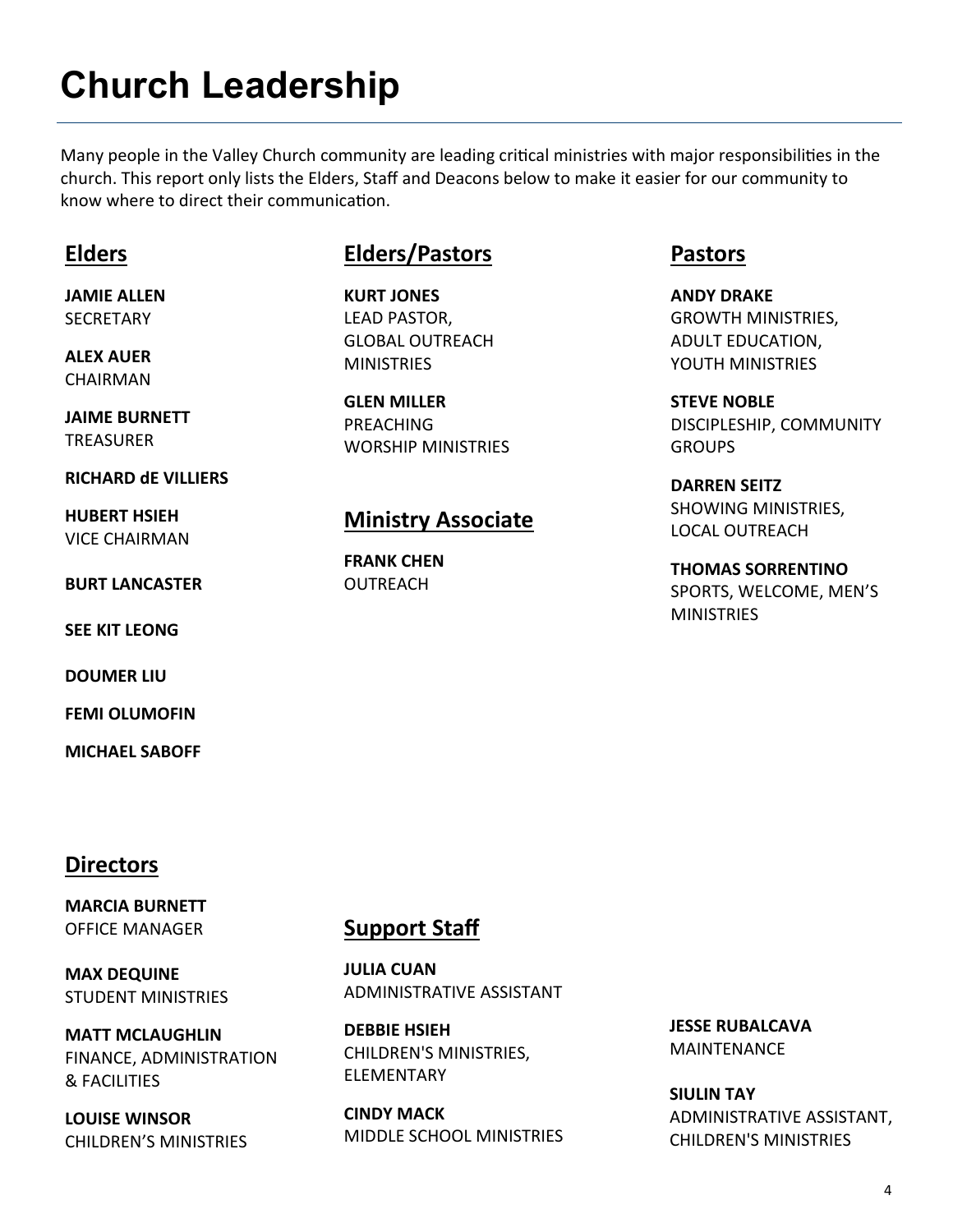# Church Leadership

Many people in the Valley Church community are leading critical ministries with major responsibilities in the church. This report only lists the Elders, Staff and Deacons below to make it easier for our community to know where to direct their communication.

## Elders

**JAMIE ALLEN**
SECRETARY

**ALEX AUER**
CHAIRMAN

**JAIME BURNETT**
TREASURER

**RICHARD dE VILLIERS**

**HUBERT HSIEH**
VICE CHAIRMAN

**BURT LANCASTER**

**SEE KIT LEONG**

**DOUMER LIU**

**FEMI OLUMOFIN**

**MICHAEL SABOFF**

## Elders/Pastors

**KURT JONES**
LEAD PASTOR,
GLOBAL OUTREACH MINISTRIES

**GLEN MILLER**
PREACHING
WORSHIP MINISTRIES

## Ministry Associate

**FRANK CHEN**
OUTREACH

## Pastors

**ANDY DRAKE**
GROWTH MINISTRIES,
ADULT EDUCATION,
YOUTH MINISTRIES

**STEVE NOBLE**
DISCIPLESHIP, COMMUNITY GROUPS

**DARREN SEITZ**
SHOWING MINISTRIES,
LOCAL OUTREACH

**THOMAS SORRENTINO**
SPORTS, WELCOME, MEN'S MINISTRIES

## Directors

**MARCIA BURNETT**
OFFICE MANAGER

**MAX DEQUINE**
STUDENT MINISTRIES

**MATT MCLAUGHLIN**
FINANCE, ADMINISTRATION & FACILITIES

**LOUISE WINSOR**
CHILDREN'S MINISTRIES

## Support Staff

**JULIA CUAN**
ADMINISTRATIVE ASSISTANT

**DEBBIE HSIEH**
CHILDREN'S MINISTRIES,
ELEMENTARY

**CINDY MACK**
MIDDLE SCHOOL MINISTRIES

**JESSE RUBALCAVA**
MAINTENANCE

**SIULIN TAY**
ADMINISTRATIVE ASSISTANT,
CHILDREN'S MINISTRIES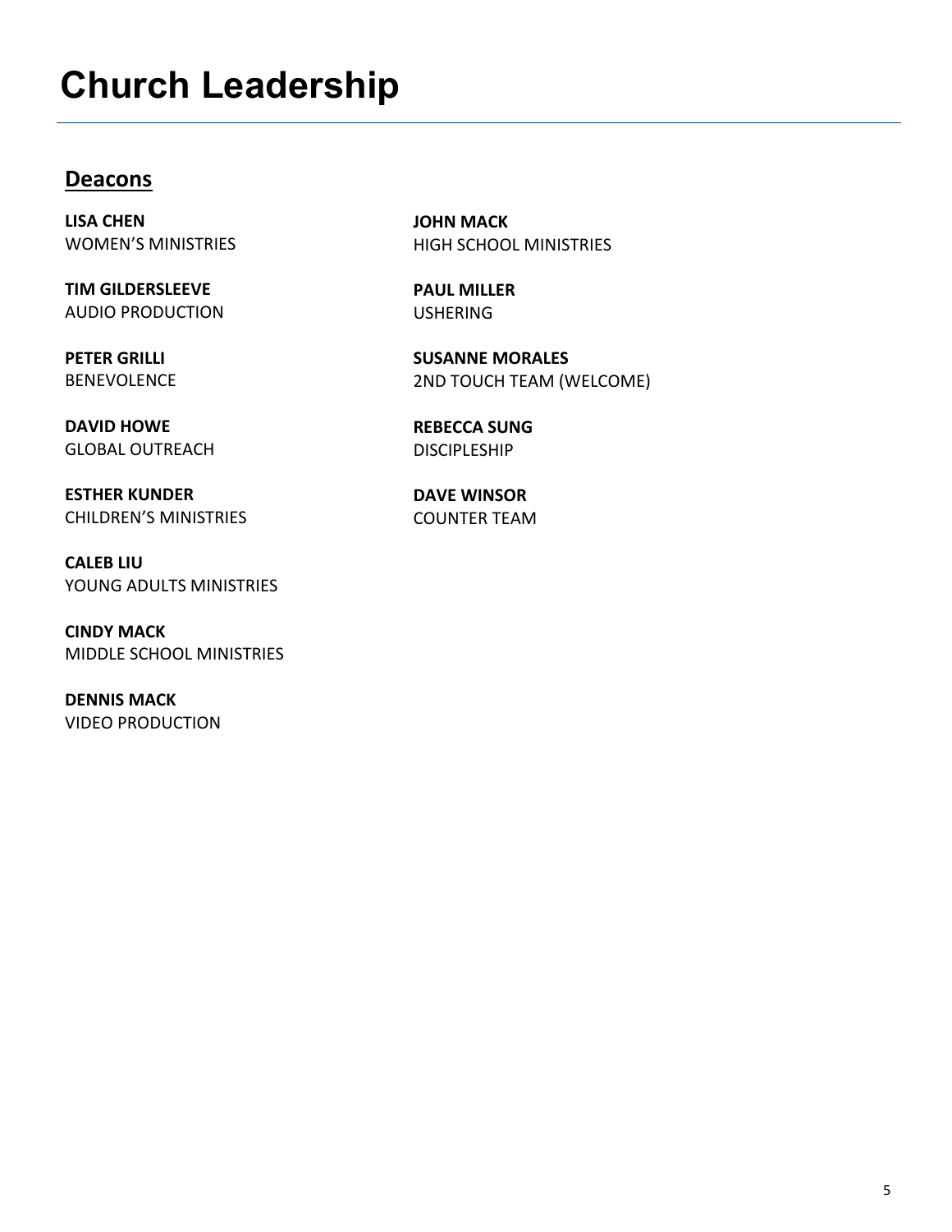# Church Leadership

## Deacons

**LISA CHEN**
WOMEN'S MINISTRIES

**TIM GILDERSLEEVE**
AUDIO PRODUCTION

**PETER GRILLI**
BENEVOLENCE

**DAVID HOWE**
GLOBAL OUTREACH

**ESTHER KUNDER**
CHILDREN'S MINISTRIES

**CALEB LIU**
YOUNG ADULTS MINISTRIES

**CINDY MACK**
MIDDLE SCHOOL MINISTRIES

**DENNIS MACK**
VIDEO PRODUCTION

**JOHN MACK**
HIGH SCHOOL MINISTRIES

**PAUL MILLER**
USHERING

**SUSANNE MORALES**
2ND TOUCH TEAM (WELCOME)

**REBECCA SUNG**
DISCIPLESHIP

**DAVE WINSOR**
COUNTER TEAM